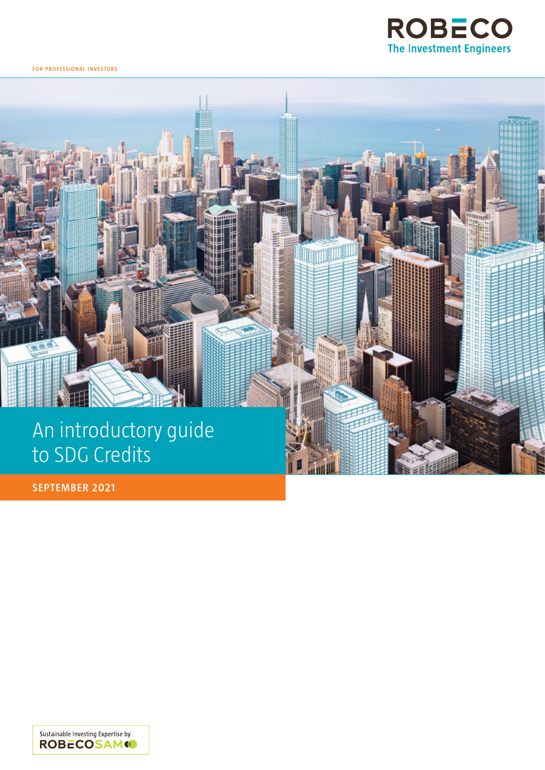ROBECO
The Investment Engineers

FOR PROFESSIONAL INVESTORS

# An introductory guide to SDG Credits

**SEPTEMBER 2021**

Sustainable Investing Expertise by
ROBECOSAM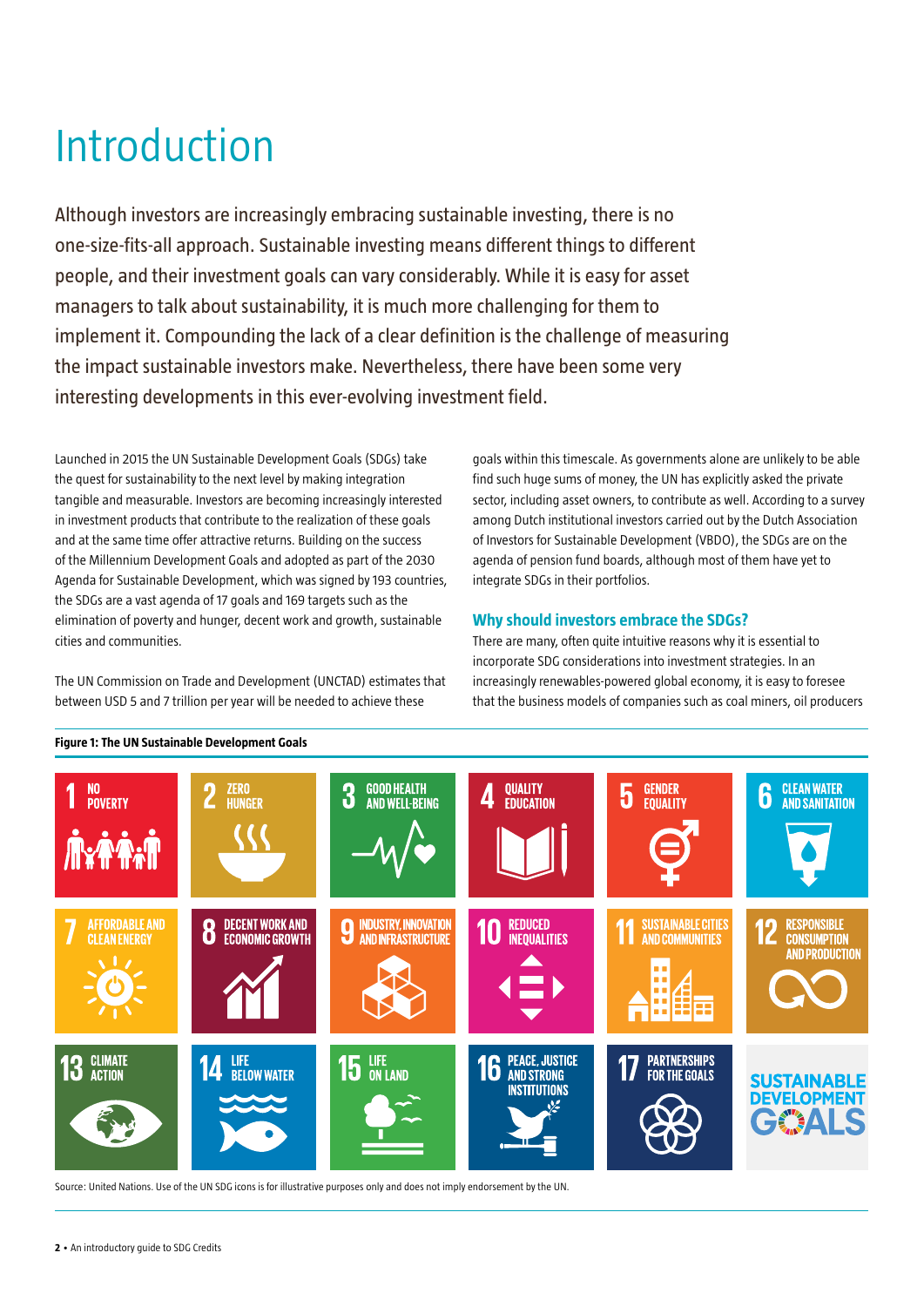# Introduction

Although investors are increasingly embracing sustainable investing, there is no one-size-fits-all approach. Sustainable investing means different things to different people, and their investment goals can vary considerably. While it is easy for asset managers to talk about sustainability, it is much more challenging for them to implement it. Compounding the lack of a clear definition is the challenge of measuring the impact sustainable investors make. Nevertheless, there have been some very interesting developments in this ever-evolving investment field.

Launched in 2015 the UN Sustainable Development Goals (SDGs) take the quest for sustainability to the next level by making integration tangible and measurable. Investors are becoming increasingly interested in investment products that contribute to the realization of these goals and at the same time offer attractive returns. Building on the success of the Millennium Development Goals and adopted as part of the 2030 Agenda for Sustainable Development, which was signed by 193 countries, the SDGs are a vast agenda of 17 goals and 169 targets such as the elimination of poverty and hunger, decent work and growth, sustainable cities and communities.

The UN Commission on Trade and Development (UNCTAD) estimates that between USD 5 and 7 trillion per year will be needed to achieve these goals within this timescale. As governments alone are unlikely to be able find such huge sums of money, the UN has explicitly asked the private sector, including asset owners, to contribute as well. According to a survey among Dutch institutional investors carried out by the Dutch Association of Investors for Sustainable Development (VBDO), the SDGs are on the agenda of pension fund boards, although most of them have yet to integrate SDGs in their portfolios.

## Why should investors embrace the SDGs?

There are many, often quite intuitive reasons why it is essential to incorporate SDG considerations into investment strategies. In an increasingly renewables-powered global economy, it is easy to foresee that the business models of companies such as coal miners, oil producers

**Figure 1: The UN Sustainable Development Goals**

1 NO POVERTY
2 ZERO HUNGER
3 GOOD HEALTH AND WELL-BEING
4 QUALITY EDUCATION
5 GENDER EQUALITY
6 CLEAN WATER AND SANITATION
7 AFFORDABLE AND CLEAN ENERGY
8 DECENT WORK AND ECONOMIC GROWTH
9 INDUSTRY, INNOVATION AND INFRASTRUCTURE
10 REDUCED INEQUALITIES
11 SUSTAINABLE CITIES AND COMMUNITIES
12 RESPONSIBLE CONSUMPTION AND PRODUCTION
13 CLIMATE ACTION
14 LIFE BELOW WATER
15 LIFE ON LAND
16 PEACE, JUSTICE AND STRONG INSTITUTIONS
17 PARTNERSHIPS FOR THE GOALS

SUSTAINABLE DEVELOPMENT GOALS

Source: United Nations. Use of the UN SDG icons is for illustrative purposes only and does not imply endorsement by the UN.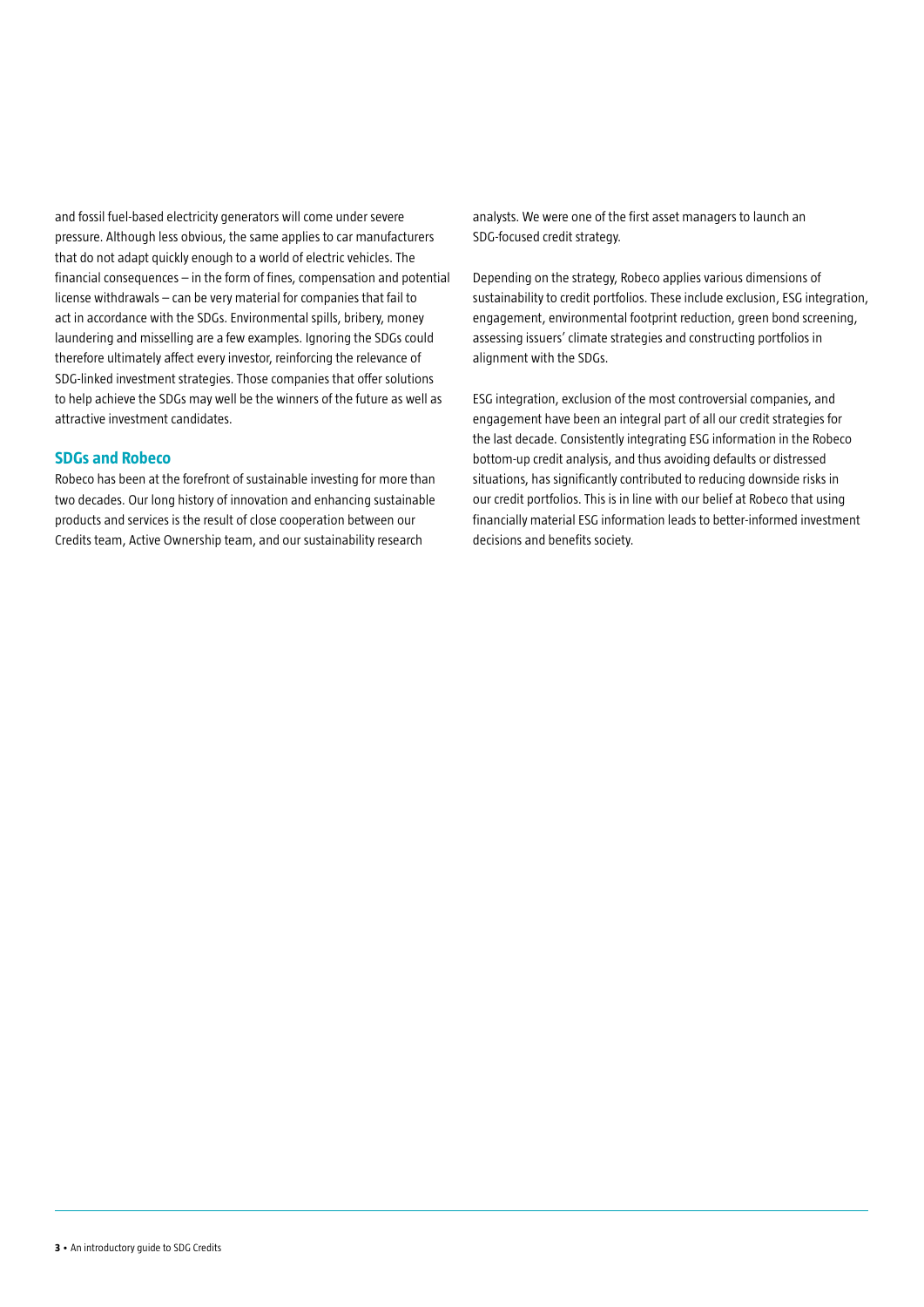and fossil fuel-based electricity generators will come under severe pressure. Although less obvious, the same applies to car manufacturers that do not adapt quickly enough to a world of electric vehicles. The financial consequences – in the form of fines, compensation and potential license withdrawals – can be very material for companies that fail to act in accordance with the SDGs. Environmental spills, bribery, money laundering and misselling are a few examples. Ignoring the SDGs could therefore ultimately affect every investor, reinforcing the relevance of SDG-linked investment strategies. Those companies that offer solutions to help achieve the SDGs may well be the winners of the future as well as attractive investment candidates.

## SDGs and Robeco

Robeco has been at the forefront of sustainable investing for more than two decades. Our long history of innovation and enhancing sustainable products and services is the result of close cooperation between our Credits team, Active Ownership team, and our sustainability research analysts. We were one of the first asset managers to launch an SDG-focused credit strategy.

Depending on the strategy, Robeco applies various dimensions of sustainability to credit portfolios. These include exclusion, ESG integration, engagement, environmental footprint reduction, green bond screening, assessing issuers' climate strategies and constructing portfolios in alignment with the SDGs.

ESG integration, exclusion of the most controversial companies, and engagement have been an integral part of all our credit strategies for the last decade. Consistently integrating ESG information in the Robeco bottom-up credit analysis, and thus avoiding defaults or distressed situations, has significantly contributed to reducing downside risks in our credit portfolios. This is in line with our belief at Robeco that using financially material ESG information leads to better-informed investment decisions and benefits society.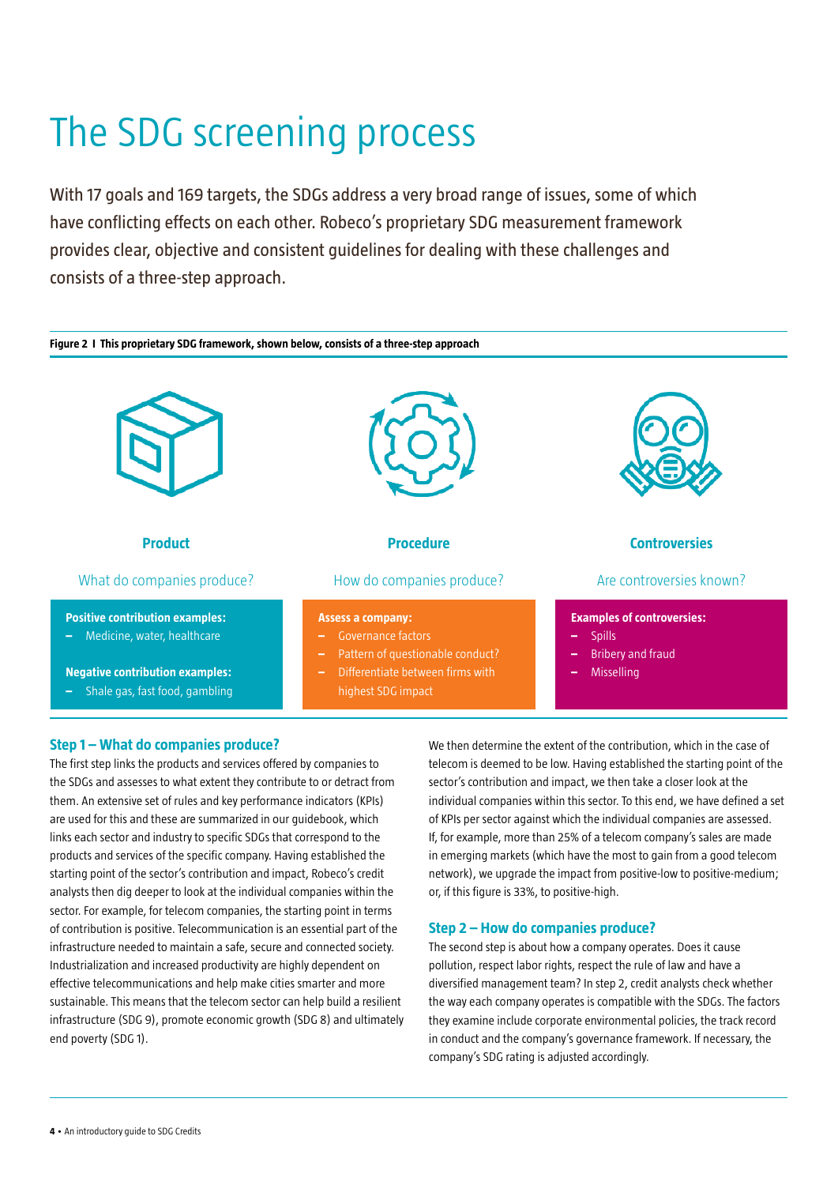# The SDG screening process

With 17 goals and 169 targets, the SDGs address a very broad range of issues, some of which have conflicting effects on each other. Robeco's proprietary SDG measurement framework provides clear, objective and consistent guidelines for dealing with these challenges and consists of a three-step approach.

**Figure 2 I This proprietary SDG framework, shown below, consists of a three-step approach**

**Product**

What do companies produce?

**Positive contribution examples:**
- Medicine, water, healthcare

**Negative contribution examples:**
- Shale gas, fast food, gambling

**Procedure**

How do companies produce?

**Assess a company:**
- Governance factors
- Pattern of questionable conduct?
- Differentiate between firms with highest SDG impact

**Controversies**

Are controversies known?

**Examples of controversies:**
- Spills
- Bribery and fraud
- Misselling

### Step 1 – What do companies produce?

The first step links the products and services offered by companies to the SDGs and assesses to what extent they contribute to or detract from them. An extensive set of rules and key performance indicators (KPIs) are used for this and these are summarized in our guidebook, which links each sector and industry to specific SDGs that correspond to the products and services of the specific company. Having established the starting point of the sector's contribution and impact, Robeco's credit analysts then dig deeper to look at the individual companies within the sector. For example, for telecom companies, the starting point in terms of contribution is positive. Telecommunication is an essential part of the infrastructure needed to maintain a safe, secure and connected society. Industrialization and increased productivity are highly dependent on effective telecommunications and help make cities smarter and more sustainable. This means that the telecom sector can help build a resilient infrastructure (SDG 9), promote economic growth (SDG 8) and ultimately end poverty (SDG 1).

We then determine the extent of the contribution, which in the case of telecom is deemed to be low. Having established the starting point of the sector's contribution and impact, we then take a closer look at the individual companies within this sector. To this end, we have defined a set of KPIs per sector against which the individual companies are assessed. If, for example, more than 25% of a telecom company's sales are made in emerging markets (which have the most to gain from a good telecom network), we upgrade the impact from positive-low to positive-medium; or, if this figure is 33%, to positive-high.

### Step 2 – How do companies produce?

The second step is about how a company operates. Does it cause pollution, respect labor rights, respect the rule of law and have a diversified management team? In step 2, credit analysts check whether the way each company operates is compatible with the SDGs. The factors they examine include corporate environmental policies, the track record in conduct and the company's governance framework. If necessary, the company's SDG rating is adjusted accordingly.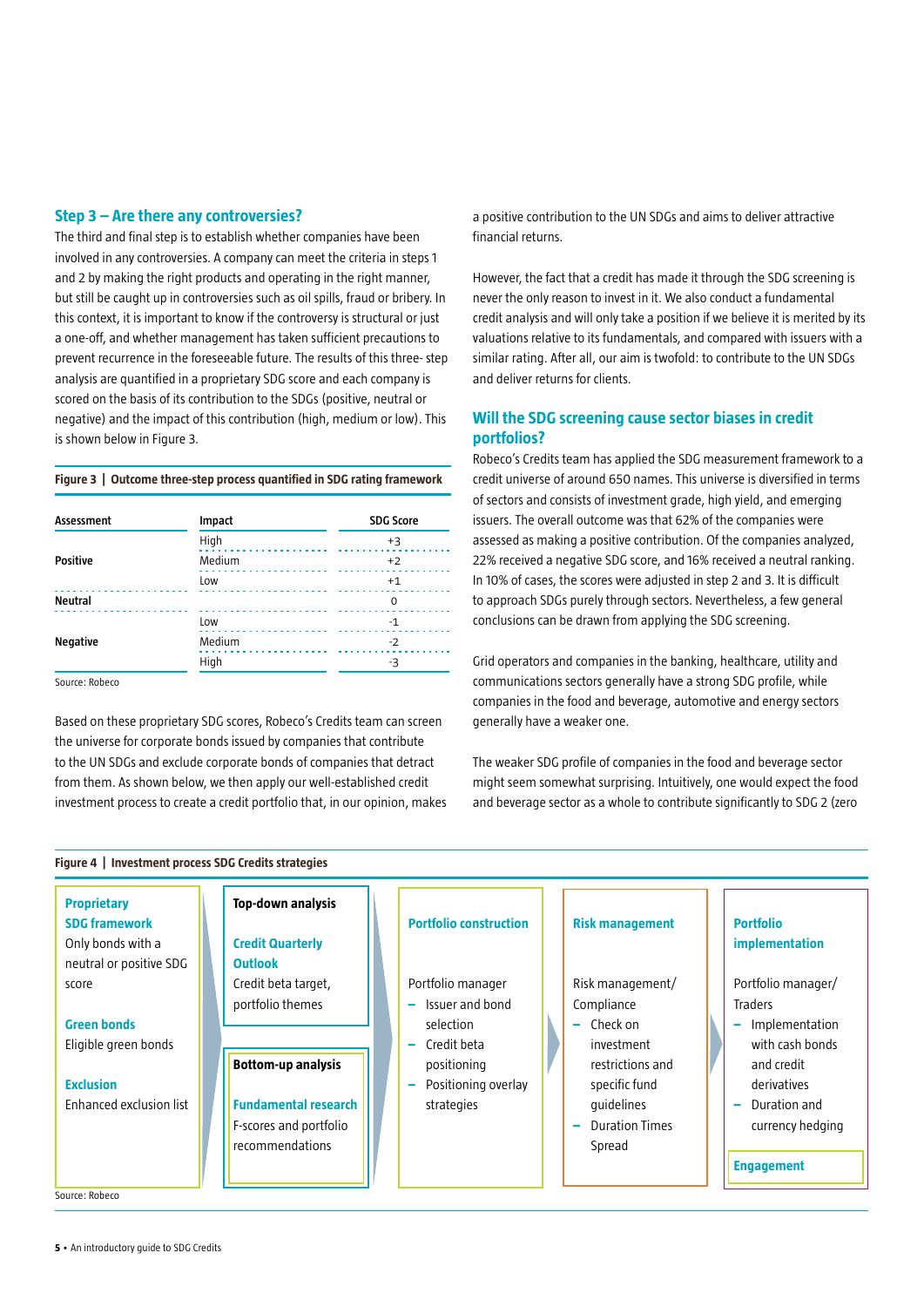### Step 3 – Are there any controversies?

The third and final step is to establish whether companies have been involved in any controversies. A company can meet the criteria in steps 1 and 2 by making the right products and operating in the right manner, but still be caught up in controversies such as oil spills, fraud or bribery. In this context, it is important to know if the controversy is structural or just a one-off, and whether management has taken sufficient precautions to prevent recurrence in the foreseeable future. The results of this three- step analysis are quantified in a proprietary SDG score and each company is scored on the basis of its contribution to the SDGs (positive, neutral or negative) and the impact of this contribution (high, medium or low). This is shown below in Figure 3.

**Figure 3 | Outcome three-step process quantified in SDG rating framework**

| Assessment | Impact | SDG Score |
|---|---|---|
| Positive | High | +3 |
| | Medium | +2 |
| | Low | +1 |
| Neutral | | 0 |
| Negative | Low | -1 |
| | Medium | -2 |
| | High | -3 |

Source: Robeco

Based on these proprietary SDG scores, Robeco's Credits team can screen the universe for corporate bonds issued by companies that contribute to the UN SDGs and exclude corporate bonds of companies that detract from them. As shown below, we then apply our well-established credit investment process to create a credit portfolio that, in our opinion, makes a positive contribution to the UN SDGs and aims to deliver attractive financial returns.

However, the fact that a credit has made it through the SDG screening is never the only reason to invest in it. We also conduct a fundamental credit analysis and will only take a position if we believe it is merited by its valuations relative to its fundamentals, and compared with issuers with a similar rating. After all, our aim is twofold: to contribute to the UN SDGs and deliver returns for clients.

### Will the SDG screening cause sector biases in credit portfolios?

Robeco's Credits team has applied the SDG measurement framework to a credit universe of around 650 names. This universe is diversified in terms of sectors and consists of investment grade, high yield, and emerging issuers. The overall outcome was that 62% of the companies were assessed as making a positive contribution. Of the companies analyzed, 22% received a negative SDG score, and 16% received a neutral ranking. In 10% of cases, the scores were adjusted in step 2 and 3. It is difficult to approach SDGs purely through sectors. Nevertheless, a few general conclusions can be drawn from applying the SDG screening.

Grid operators and companies in the banking, healthcare, utility and communications sectors generally have a strong SDG profile, while companies in the food and beverage, automotive and energy sectors generally have a weaker one.

The weaker SDG profile of companies in the food and beverage sector might seem somewhat surprising. Intuitively, one would expect the food and beverage sector as a whole to contribute significantly to SDG 2 (zero

**Figure 4 | Investment process SDG Credits strategies**

| Proprietary SDG framework | Top-down analysis / Bottom-up analysis | Portfolio construction | Risk management | Portfolio implementation |
|---|---|---|---|---|
| **Proprietary SDG framework**<br>Only bonds with a neutral or positive SDG score<br><br>**Green bonds**<br>Eligible green bonds<br><br>**Exclusion**<br>Enhanced exclusion list | **Top-down analysis**<br>**Credit Quarterly Outlook**<br>Credit beta target, portfolio themes<br><br>**Bottom-up analysis**<br>**Fundamental research**<br>F-scores and portfolio recommendations | Portfolio manager<br>– Issuer and bond selection<br>– Credit beta positioning<br>– Positioning overlay strategies | Risk management/ Compliance<br>– Check on investment restrictions and specific fund guidelines<br>– Duration Times Spread | Portfolio manager/ Traders<br>– Implementation with cash bonds and credit derivatives<br>– Duration and currency hedging<br><br>**Engagement** |

Source: Robeco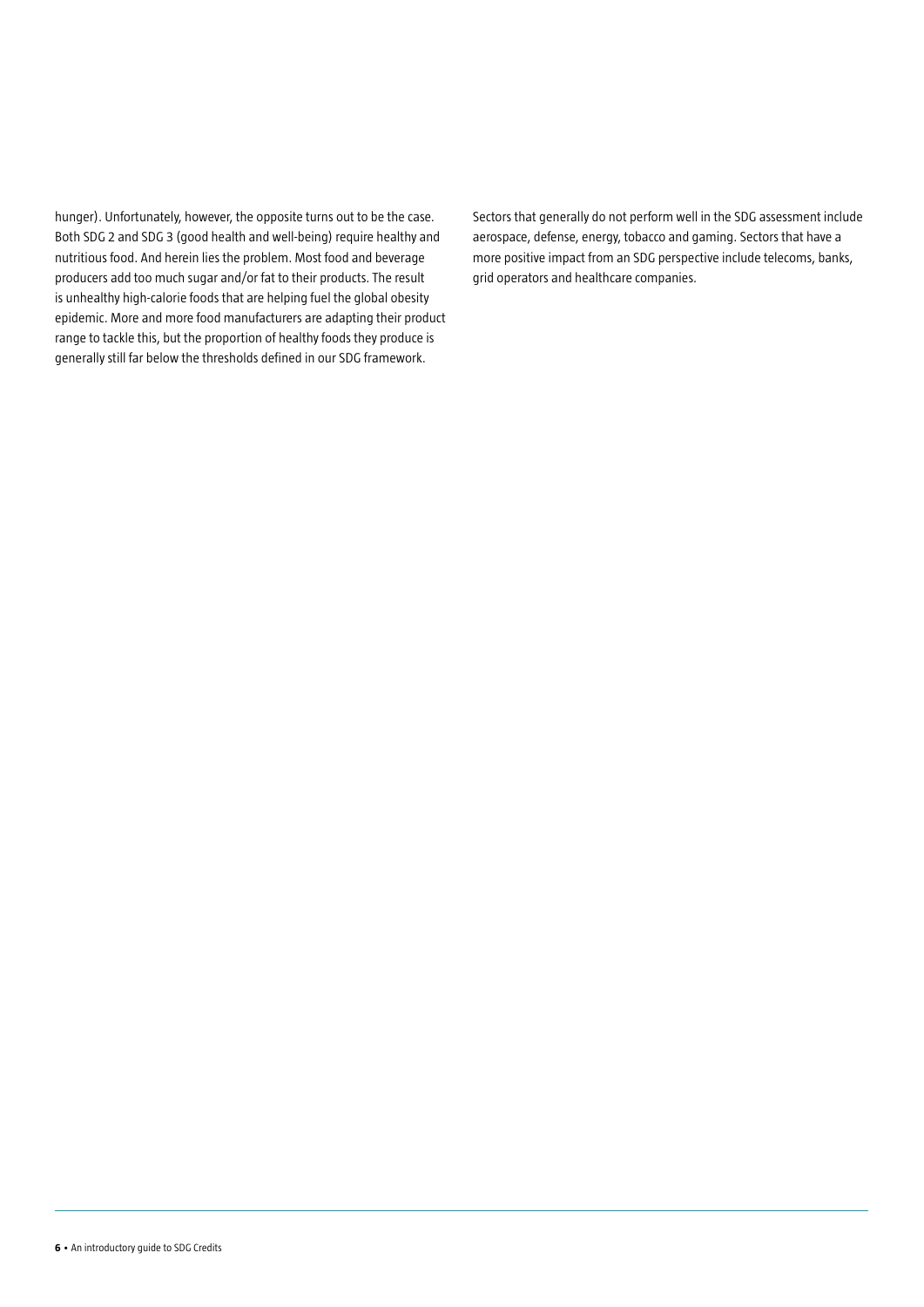hunger). Unfortunately, however, the opposite turns out to be the case. Both SDG 2 and SDG 3 (good health and well-being) require healthy and nutritious food. And herein lies the problem. Most food and beverage producers add too much sugar and/or fat to their products. The result is unhealthy high-calorie foods that are helping fuel the global obesity epidemic. More and more food manufacturers are adapting their product range to tackle this, but the proportion of healthy foods they produce is generally still far below the thresholds defined in our SDG framework.

Sectors that generally do not perform well in the SDG assessment include aerospace, defense, energy, tobacco and gaming. Sectors that have a more positive impact from an SDG perspective include telecoms, banks, grid operators and healthcare companies.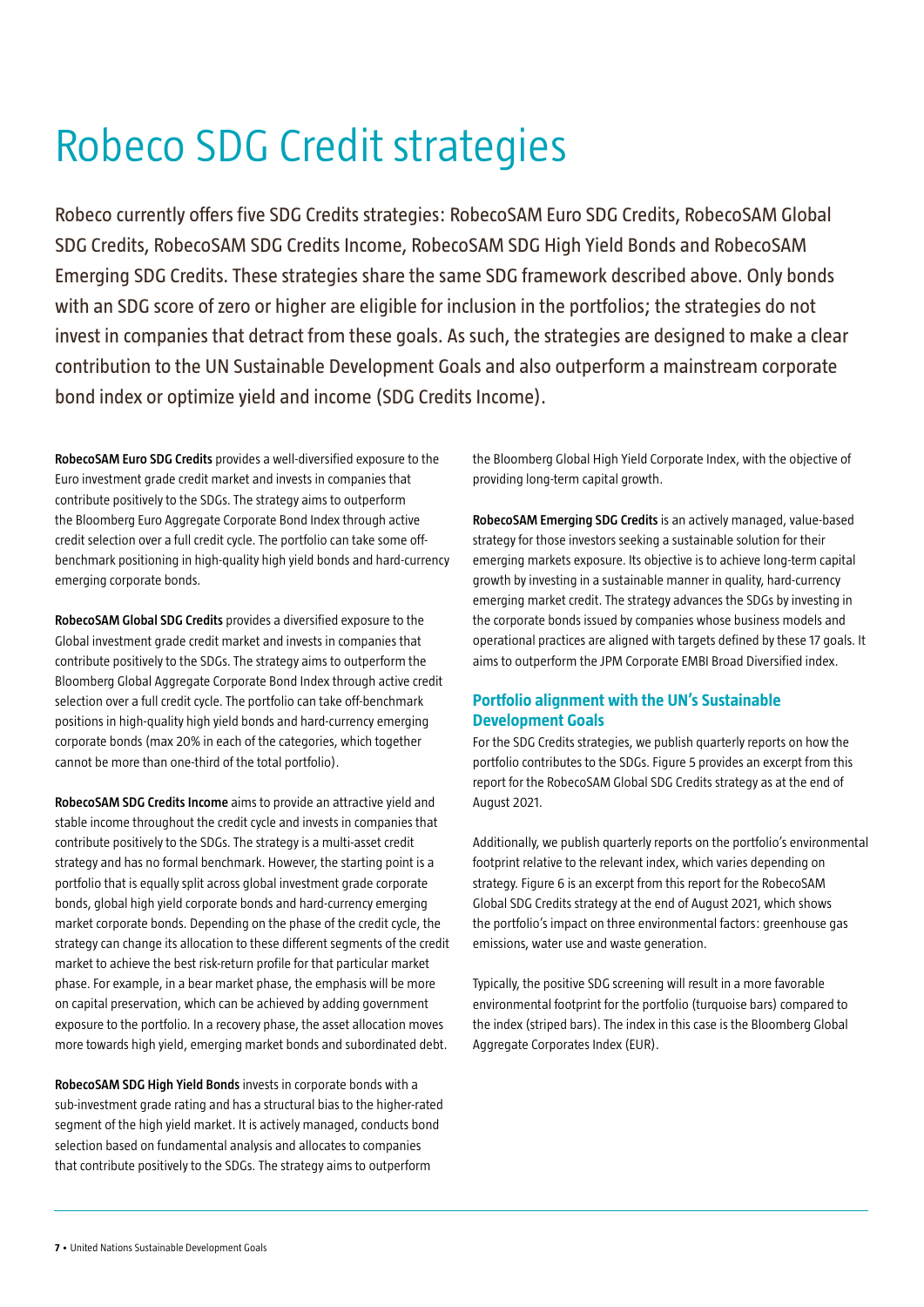# Robeco SDG Credit strategies

Robeco currently offers five SDG Credits strategies: RobecoSAM Euro SDG Credits, RobecoSAM Global SDG Credits, RobecoSAM SDG Credits Income, RobecoSAM SDG High Yield Bonds and RobecoSAM Emerging SDG Credits. These strategies share the same SDG framework described above. Only bonds with an SDG score of zero or higher are eligible for inclusion in the portfolios; the strategies do not invest in companies that detract from these goals. As such, the strategies are designed to make a clear contribution to the UN Sustainable Development Goals and also outperform a mainstream corporate bond index or optimize yield and income (SDG Credits Income).

**RobecoSAM Euro SDG Credits** provides a well-diversified exposure to the Euro investment grade credit market and invests in companies that contribute positively to the SDGs. The strategy aims to outperform the Bloomberg Euro Aggregate Corporate Bond Index through active credit selection over a full credit cycle. The portfolio can take some off-benchmark positioning in high-quality high yield bonds and hard-currency emerging corporate bonds.

**RobecoSAM Global SDG Credits** provides a diversified exposure to the Global investment grade credit market and invests in companies that contribute positively to the SDGs. The strategy aims to outperform the Bloomberg Global Aggregate Corporate Bond Index through active credit selection over a full credit cycle. The portfolio can take off-benchmark positions in high-quality high yield bonds and hard-currency emerging corporate bonds (max 20% in each of the categories, which together cannot be more than one-third of the total portfolio).

**RobecoSAM SDG Credits Income** aims to provide an attractive yield and stable income throughout the credit cycle and invests in companies that contribute positively to the SDGs. The strategy is a multi-asset credit strategy and has no formal benchmark. However, the starting point is a portfolio that is equally split across global investment grade corporate bonds, global high yield corporate bonds and hard-currency emerging market corporate bonds. Depending on the phase of the credit cycle, the strategy can change its allocation to these different segments of the credit market to achieve the best risk-return profile for that particular market phase. For example, in a bear market phase, the emphasis will be more on capital preservation, which can be achieved by adding government exposure to the portfolio. In a recovery phase, the asset allocation moves more towards high yield, emerging market bonds and subordinated debt.

**RobecoSAM SDG High Yield Bonds** invests in corporate bonds with a sub-investment grade rating and has a structural bias to the higher-rated segment of the high yield market. It is actively managed, conducts bond selection based on fundamental analysis and allocates to companies that contribute positively to the SDGs. The strategy aims to outperform the Bloomberg Global High Yield Corporate Index, with the objective of providing long-term capital growth.

**RobecoSAM Emerging SDG Credits** is an actively managed, value-based strategy for those investors seeking a sustainable solution for their emerging markets exposure. Its objective is to achieve long-term capital growth by investing in a sustainable manner in quality, hard-currency emerging market credit. The strategy advances the SDGs by investing in the corporate bonds issued by companies whose business models and operational practices are aligned with targets defined by these 17 goals. It aims to outperform the JPM Corporate EMBI Broad Diversified index.

## Portfolio alignment with the UN's Sustainable Development Goals

For the SDG Credits strategies, we publish quarterly reports on how the portfolio contributes to the SDGs. Figure 5 provides an excerpt from this report for the RobecoSAM Global SDG Credits strategy as at the end of August 2021.

Additionally, we publish quarterly reports on the portfolio's environmental footprint relative to the relevant index, which varies depending on strategy. Figure 6 is an excerpt from this report for the RobecoSAM Global SDG Credits strategy at the end of August 2021, which shows the portfolio's impact on three environmental factors: greenhouse gas emissions, water use and waste generation.

Typically, the positive SDG screening will result in a more favorable environmental footprint for the portfolio (turquoise bars) compared to the index (striped bars). The index in this case is the Bloomberg Global Aggregate Corporates Index (EUR).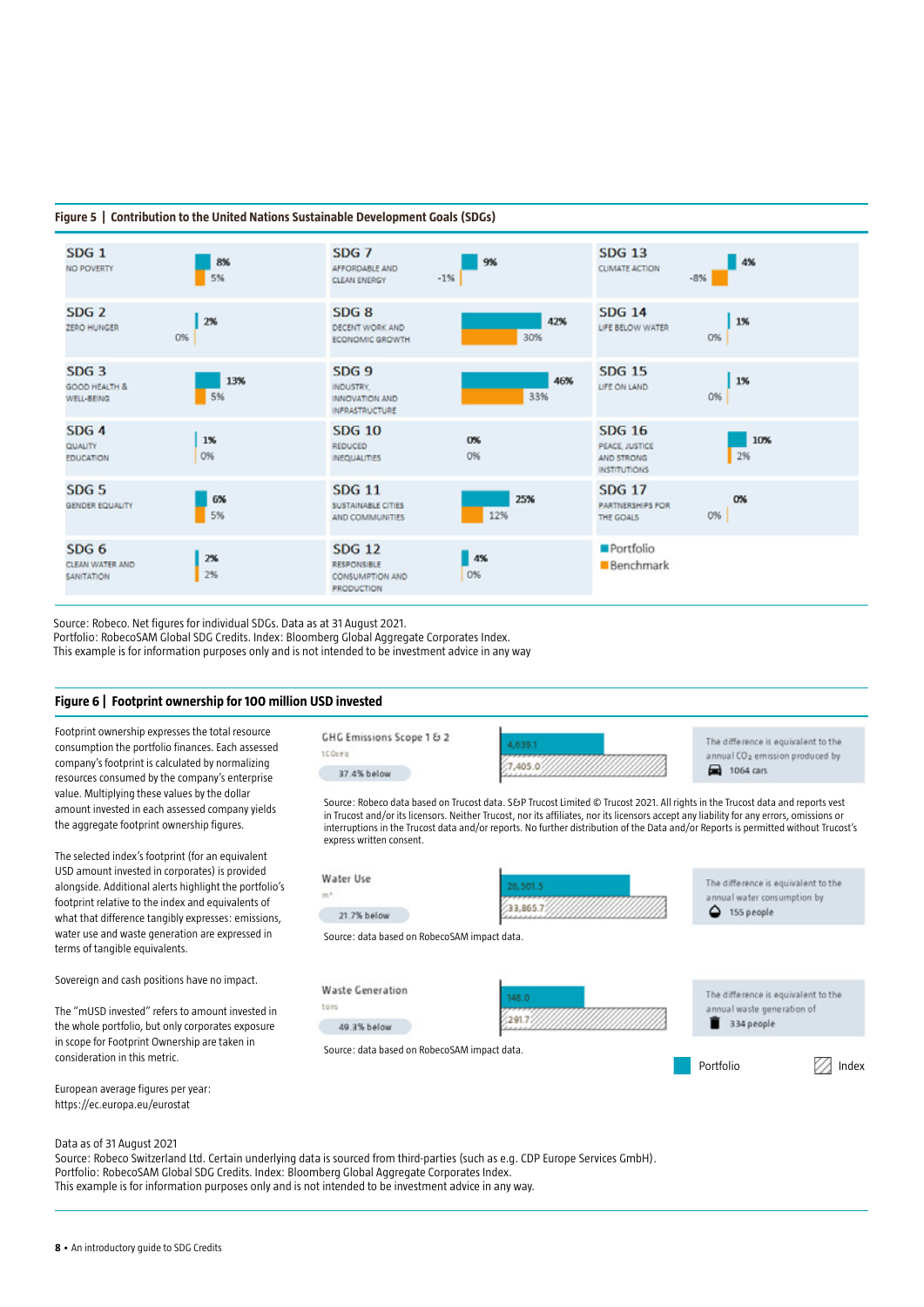**Figure 5 | Contribution to the United Nations Sustainable Development Goals (SDGs)**

| SDG | Portfolio | Benchmark |
|---|---|---|
| SDG 1 No poverty | 8% | 5% |
| SDG 2 Zero hunger | 2% | 0% |
| SDG 3 Good health & well-being | 13% | 5% |
| SDG 4 Quality education | 1% | 0% |
| SDG 5 Gender equality | 6% | 5% |
| SDG 6 Clean water and sanitation | 2% | 2% |
| SDG 7 Affordable and clean energy | 9% | -1% |
| SDG 8 Decent work and economic growth | 42% | 30% |
| SDG 9 Industry, innovation and infrastructure | 46% | 33% |
| SDG 10 Reduced inequalities | 0% | 0% |
| SDG 11 Sustainable cities and communities | 25% | 12% |
| SDG 12 Responsible consumption and production | 4% | 0% |
| SDG 13 Climate action | 4% | -8% |
| SDG 14 Life below water | 1% | 0% |
| SDG 15 Life on land | 1% | 0% |
| SDG 16 Peace, justice and strong institutions | 10% | 2% |
| SDG 17 Partnerships for the goals | 0% | 0% |

Source: Robeco. Net figures for individual SDGs. Data as at 31 August 2021.
Portfolio: RobecoSAM Global SDG Credits. Index: Bloomberg Global Aggregate Corporates Index.
This example is for information purposes only and is not intended to be investment advice in any way

**Figure 6 | Footprint ownership for 100 million USD invested**

Footprint ownership expresses the total resource consumption the portfolio finances. Each assessed company's footprint is calculated by normalizing resources consumed by the company's enterprise value. Multiplying these values by the dollar amount invested in each assessed company yields the aggregate footprint ownership figures.

The selected index's footprint (for an equivalent USD amount invested in corporates) is provided alongside. Additional alerts highlight the portfolio's footprint relative to the index and equivalents of what that difference tangibly expresses: emissions, water use and waste generation are expressed in terms of tangible equivalents.

Sovereign and cash positions have no impact.

The "mUSD invested" refers to amount invested in the whole portfolio, but only corporates exposure in scope for Footprint Ownership are taken in consideration in this metric.

European average figures per year:
https://ec.europa.eu/eurostat

| Metric | Portfolio | Index | Difference | Equivalent |
|---|---|---|---|---|
| GHG Emissions Scope 1 & 2 ($tCO_2eq$) | 4,639.1 | 7,405.0 | 37.4% below | The difference is equivalent to the annual $CO_2$ emission produced by 1064 cars |
| Water Use ($m^3$) | 26,501.5 | 33,865.7 | 21.7% below | The difference is equivalent to the annual water consumption by 155 people |
| Waste Generation (tons) | 148.0 | 291.7 | 49.3% below | The difference is equivalent to the annual waste generation of 334 people |

GHG Emissions source: Robeco data based on Trucost data. S&P Trucost Limited © Trucost 2021. All rights in the Trucost data and reports vest in Trucost and/or its licensors. Neither Trucost, nor its affiliates, nor its licensors accept any liability for any errors, omissions or interruptions in the Trucost data and/or reports. No further distribution of the Data and/or Reports is permitted without Trucost's express written consent.

Water Use source: data based on RobecoSAM impact data.

Waste Generation source: data based on RobecoSAM impact data.

Data as of 31 August 2021
Source: Robeco Switzerland Ltd. Certain underlying data is sourced from third-parties (such as e.g. CDP Europe Services GmbH).
Portfolio: RobecoSAM Global SDG Credits. Index: Bloomberg Global Aggregate Corporates Index.
This example is for information purposes only and is not intended to be investment advice in any way.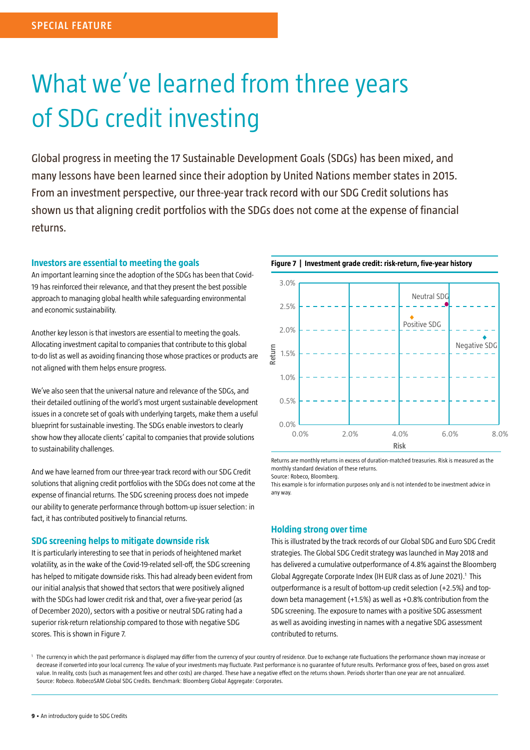SPECIAL FEATURE

# What we've learned from three years of SDG credit investing

Global progress in meeting the 17 Sustainable Development Goals (SDGs) has been mixed, and many lessons have been learned since their adoption by United Nations member states in 2015. From an investment perspective, our three-year track record with our SDG Credit solutions has shown us that aligning credit portfolios with the SDGs does not come at the expense of financial returns.

### Investors are essential to meeting the goals

An important learning since the adoption of the SDGs has been that Covid-19 has reinforced their relevance, and that they present the best possible approach to managing global health while safeguarding environmental and economic sustainability.

Another key lesson is that investors are essential to meeting the goals. Allocating investment capital to companies that contribute to this global to-do list as well as avoiding financing those whose practices or products are not aligned with them helps ensure progress.

We've also seen that the universal nature and relevance of the SDGs, and their detailed outlining of the world's most urgent sustainable development issues in a concrete set of goals with underlying targets, make them a useful blueprint for sustainable investing. The SDGs enable investors to clearly show how they allocate clients' capital to companies that provide solutions to sustainability challenges.

And we have learned from our three-year track record with our SDG Credit solutions that aligning credit portfolios with the SDGs does not come at the expense of financial returns. The SDG screening process does not impede our ability to generate performance through bottom-up issuer selection: in fact, it has contributed positively to financial returns.

### SDG screening helps to mitigate downside risk

It is particularly interesting to see that in periods of heightened market volatility, as in the wake of the Covid-19-related sell-off, the SDG screening has helped to mitigate downside risks. This had already been evident from our initial analysis that showed that sectors that were positively aligned with the SDGs had lower credit risk and that, over a five-year period (as of December 2020), sectors with a positive or neutral SDG rating had a superior risk-return relationship compared to those with negative SDG scores. This is shown in Figure 7.

**Figure 7 | Investment grade credit: risk-return, five-year history**

Returns are monthly returns in excess of duration-matched treasuries. Risk is measured as the monthly standard deviation of these returns.
Source: Robeco, Bloomberg.
This example is for information purposes only and is not intended to be investment advice in any way.

### Holding strong over time

This is illustrated by the track records of our Global SDG and Euro SDG Credit strategies. The Global SDG Credit strategy was launched in May 2018 and has delivered a cumulative outperformance of 4.8% against the Bloomberg Global Aggregate Corporate Index (IH EUR class as of June 2021).[1] This outperformance is a result of bottom-up credit selection (+2.5%) and top-down beta management (+1.5%) as well as +0.8% contribution from the SDG screening. The exposure to names with a positive SDG assessment as well as avoiding investing in names with a negative SDG assessment contributed to returns.

[1] The currency in which the past performance is displayed may differ from the currency of your country of residence. Due to exchange rate fluctuations the performance shown may increase or decrease if converted into your local currency. The value of your investments may fluctuate. Past performance is no guarantee of future results. Performance gross of fees, based on gross asset value. In reality, costs (such as management fees and other costs) are charged. These have a negative effect on the returns shown. Periods shorter than one year are not annualized. Source: Robeco. RobecoSAM Global SDG Credits. Benchmark: Bloomberg Global Aggregate: Corporates.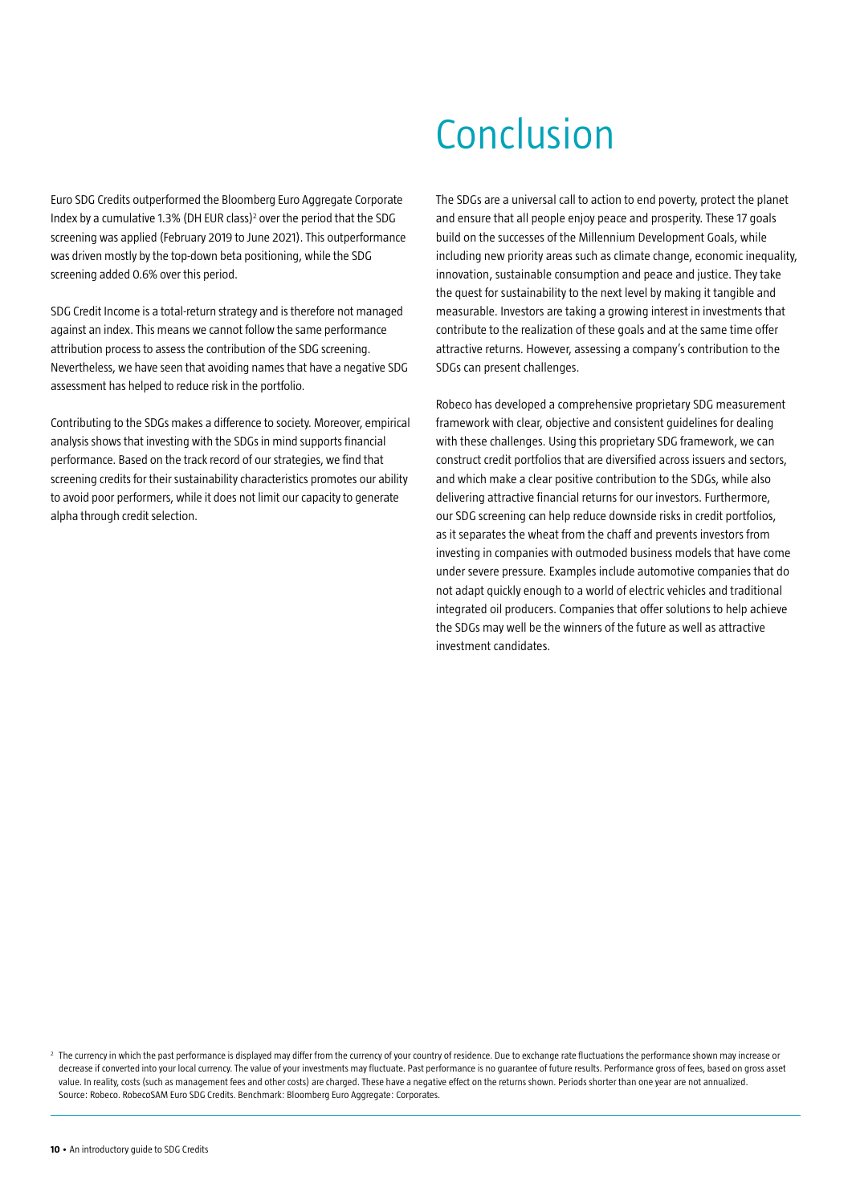Euro SDG Credits outperformed the Bloomberg Euro Aggregate Corporate Index by a cumulative 1.3% (DH EUR class)[2] over the period that the SDG screening was applied (February 2019 to June 2021). This outperformance was driven mostly by the top-down beta positioning, while the SDG screening added 0.6% over this period.

SDG Credit Income is a total-return strategy and is therefore not managed against an index. This means we cannot follow the same performance attribution process to assess the contribution of the SDG screening. Nevertheless, we have seen that avoiding names that have a negative SDG assessment has helped to reduce risk in the portfolio.

Contributing to the SDGs makes a difference to society. Moreover, empirical analysis shows that investing with the SDGs in mind supports financial performance. Based on the track record of our strategies, we find that screening credits for their sustainability characteristics promotes our ability to avoid poor performers, while it does not limit our capacity to generate alpha through credit selection.

# Conclusion

The SDGs are a universal call to action to end poverty, protect the planet and ensure that all people enjoy peace and prosperity. These 17 goals build on the successes of the Millennium Development Goals, while including new priority areas such as climate change, economic inequality, innovation, sustainable consumption and peace and justice. They take the quest for sustainability to the next level by making it tangible and measurable. Investors are taking a growing interest in investments that contribute to the realization of these goals and at the same time offer attractive returns. However, assessing a company's contribution to the SDGs can present challenges.

Robeco has developed a comprehensive proprietary SDG measurement framework with clear, objective and consistent guidelines for dealing with these challenges. Using this proprietary SDG framework, we can construct credit portfolios that are diversified across issuers and sectors, and which make a clear positive contribution to the SDGs, while also delivering attractive financial returns for our investors. Furthermore, our SDG screening can help reduce downside risks in credit portfolios, as it separates the wheat from the chaff and prevents investors from investing in companies with outmoded business models that have come under severe pressure. Examples include automotive companies that do not adapt quickly enough to a world of electric vehicles and traditional integrated oil producers. Companies that offer solutions to help achieve the SDGs may well be the winners of the future as well as attractive investment candidates.

[2] The currency in which the past performance is displayed may differ from the currency of your country of residence. Due to exchange rate fluctuations the performance shown may increase or decrease if converted into your local currency. The value of your investments may fluctuate. Past performance is no guarantee of future results. Performance gross of fees, based on gross asset value. In reality, costs (such as management fees and other costs) are charged. These have a negative effect on the returns shown. Periods shorter than one year are not annualized. Source: Robeco. RobecoSAM Euro SDG Credits. Benchmark: Bloomberg Euro Aggregate: Corporates.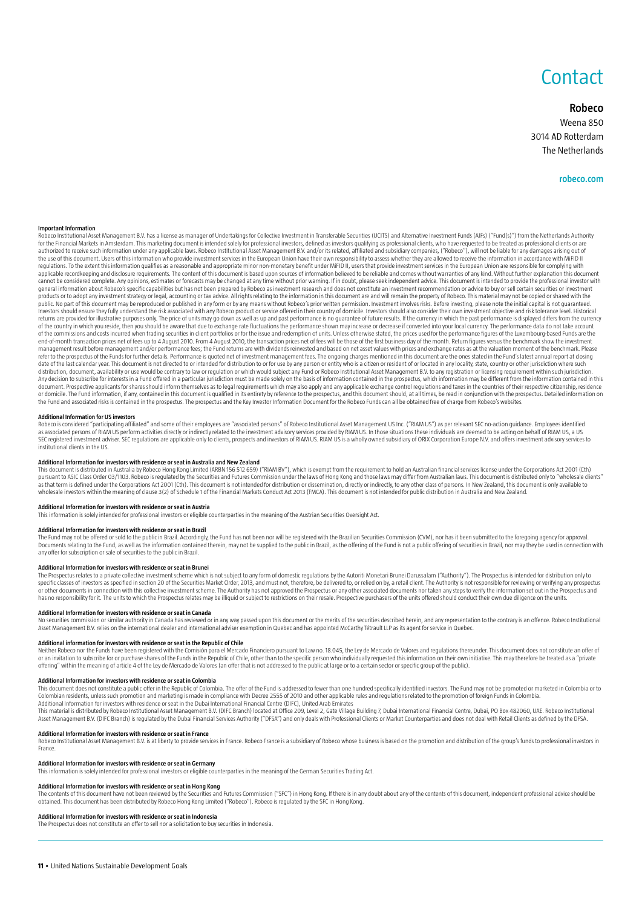# Contact

**Robeco**

Weena 850
3014 AD Rotterdam
The Netherlands

robeco.com

#### Important Information

Robeco Institutional Asset Management B.V. has a license as manager of Undertakings for Collective Investment in Transferable Securities (UCITS) and Alternative Investment Funds (AIFs) ("Fund(s)") from the Netherlands Authority for the Financial Markets in Amsterdam. This marketing document is intended solely for professional investors, defined as investors qualifying as professional clients, who have requested to be treated as professional clients or are authorized to receive such information under any applicable laws. Robeco Institutional Asset Management B.V. and/or its related, affiliated and subsidiary companies, ("Robeco"), will not be liable for any damages arising out of the use of this document. Users of this information who provide investment services in the European Union have their own responsibility to assess whether they are allowed to receive the information in accordance with MiFID II regulations. To the extent this information qualifies as a reasonable and appropriate minor non-monetary benefit under MiFID II, users that provide investment services in the European Union are responsible for complying with applicable recordkeeping and disclosure requirements. The content of this document is based upon sources of information believed to be reliable and comes without warranties of any kind. Without further explanation this document cannot be considered complete. Any opinions, estimates or forecasts may be changed at any time without prior warning. If in doubt, please seek independent advice. This document is intended to provide the professional investor with general information about Robeco's specific capabilities but has not been prepared by Robeco as investment research and does not constitute an investment recommendation or advice to buy or sell certain securities or investment products or to adopt any investment strategy or legal, accounting or tax advice. All rights relating to the information in this document are and will remain the property of Robeco. This material may not be copied or shared with the public. No part of this document may be reproduced or published in any form or by any means without Robeco's prior written permission. Investment involves risks. Before investing, please note the initial capital is not guaranteed. Investors should ensure they fully understand the risk associated with any Robeco product or service offered in their country of domicile. Investors should also consider their own investment objective and risk tolerance level. Historical returns are provided for illustrative purposes only. The price of units may go down as well as up and past performance is no guarantee of future results. If the currency in which the past performance is displayed differs from the currency of the country in which you reside, then you should be aware that due to exchange rate fluctuations the performance shown may increase or decrease if converted into your local currency. The performance data do not take account of the commissions and costs incurred when trading securities in client portfolios or for the issue and redemption of units. Unless otherwise stated, the prices used for the performance figures of the Luxembourg-based Funds are the end-of-month transaction prices net of fees up to 4 August 2010. From 4 August 2010, the transaction prices net of fees will be those of the first business day of the month. Return figures versus the benchmark show the investment management result before management and/or performance fees; the Fund returns are with dividends reinvested and based on net asset values with prices and exchange rates as at the valuation moment of the benchmark. Please refer to the prospectus of the Funds for further details. Performance is quoted net of investment management fees. The ongoing charges mentioned in this document are the ones stated in the Fund's latest annual report at closing date of the last calendar year. This document is not directed to or intended for distribution to or for use by any person or entity who is a citizen or resident of or located in any locality, state, country or other jurisdiction where such distribution, document, availability or use would be contrary to law or regulation or which would subject any Fund or Robeco Institutional Asset Management B.V. to any registration or licensing requirement within such jurisdiction. Any decision to subscribe for interests in a Fund offered in a particular jurisdiction must be made solely on the basis of information contained in the prospectus, which information may be different from the information contained in this document. Prospective applicants for shares should inform themselves as to legal requirements which may also apply and any applicable exchange control regulations and taxes in the countries of their respective citizenship, residence or domicile. The Fund information, if any, contained in this document is qualified in its entirety by reference to the prospectus, and this document should, at all times, be read in conjunction with the prospectus. Detailed information on the Fund and associated risks is contained in the prospectus. The prospectus and the Key Investor Information Document for the Robeco Funds can all be obtained free of charge from Robeco's websites.

#### Additional Information for US investors

Robeco is considered "participating affiliated" and some of their employees are "associated persons" of Robeco Institutional Asset Management US Inc. ("RIAM US") as per relevant SEC no-action guidance. Employees identified as associated persons of RIAM US perform activities directly or indirectly related to the investment advisory services provided by RIAM US. In those situations these individuals are deemed to be acting on behalf of RIAM US, a US SEC registered investment adviser. SEC regulations are applicable only to clients, prospects and investors of RIAM US. RIAM US is a wholly owned subsidiary of ORIX Corporation Europe N.V. and offers investment advisory services to institutional clients in the US.

#### Additional Information for investors with residence or seat in Australia and New Zealand

This document is distributed in Australia by Robeco Hong Kong Limited (ARBN 156 512 659) ("RIAM BV"), which is exempt from the requirement to hold an Australian financial services license under the Corporations Act 2001 (Cth) pursuant to ASIC Class Order 03/1103. Robeco is regulated by the Securities and Futures Commission under the laws of Hong Kong and those laws may differ from Australian laws. This document is distributed only to "wholesale clients" as that term is defined under the Corporations Act 2001 (Cth). This document is not intended for distribution or dissemination, directly or indirectly, to any other class of persons. In New Zealand, this document is only available to wholesale investors within the meaning of clause 3(2) of Schedule 1 of the Financial Markets Conduct Act 2013 (FMCA). This document is not intended for public distribution in Australia and New Zealand.

#### Additional Information for investors with residence or seat in Austria

This information is solely intended for professional investors or eligible counterparties in the meaning of the Austrian Securities Oversight Act.

#### Additional Information for investors with residence or seat in Brazil

The Fund may not be offered or sold to the public in Brazil. Accordingly, the Fund has not been nor will be registered with the Brazilian Securities Commission (CVM), nor has it been submitted to the foregoing agency for approval. Documents relating to the Fund, as well as the information contained therein, may not be supplied to the public in Brazil, as the offering of the Fund is not a public offering of securities in Brazil, nor may they be used in connection with any offer for subscription or sale of securities to the public in Brazil.

#### Additional Information for investors with residence or seat in Brunei

The Prospectus relates to a private collective investment scheme which is not subject to any form of domestic regulations by the Autoriti Monetari Brunei Darussalam ("Authority"). The Prospectus is intended for distribution only to specific classes of investors as specified in section 20 of the Securities Market Order, 2013, and must not, therefore, be delivered to, or relied on by, a retail client. The Authority is not responsible for reviewing or verifying any prospectus or other documents in connection with this collective investment scheme. The Authority has not approved the Prospectus or any other associated documents nor taken any steps to verify the information set out in the Prospectus and has no responsibility for it. The units to which the Prospectus relates may be illiquid or subject to restrictions on their resale. Prospective purchasers of the units offered should conduct their own due diligence on the units.

#### Additional Information for investors with residence or seat in Canada

No securities commission or similar authority in Canada has reviewed or in any way passed upon this document or the merits of the securities described herein, and any representation to the contrary is an offence. Robeco Institutional Asset Management B.V. relies on the international dealer and international adviser exemption in Quebec and has appointed McCarthy Tétrault LLP as its agent for service in Quebec.

#### Additional information for investors with residence or seat in the Republic of Chile

Neither Robeco nor the Funds have been registered with the Comisión para el Mercado Financiero pursuant to Law no. 18.045, the Ley de Mercado de Valores and regulations thereunder. This document does not constitute an offer of or an invitation to subscribe for or purchase shares of the Funds in the Republic of Chile, other than to the specific person who individually requested this information on their own initiative. This may therefore be treated as a "private offering" within the meaning of article 4 of the Ley de Mercado de Valores (an offer that is not addressed to the public at large or to a certain sector or specific group of the public).

#### Additional Information for investors with residence or seat in Colombia

This document does not constitute a public offer in the Republic of Colombia. The offer of the Fund is addressed to fewer than one hundred specifically identified investors. The Fund may not be promoted or marketed in Colombia or to Colombian residents, unless such promotion and marketing is made in compliance with Decree 2555 of 2010 and other applicable rules and regulations related to the promotion of foreign Funds in Colombia.
Additional Information for investors with residence or seat in the Dubai International Financial Centre (DIFC), United Arab Emirates
This material is distributed by Robeco Institutional Asset Management B.V. (DIFC Branch) located at Office 209, Level 2, Gate Village Building 7, Dubai International Financial Centre, Dubai, PO Box 482060, UAE. Robeco Institutional Asset Management B.V. (DIFC Branch) is regulated by the Dubai Financial Services Authority ("DFSA") and only deals with Professional Clients or Market Counterparties and does not deal with Retail Clients as defined by the DFSA.

#### Additional Information for investors with residence or seat in France

Robeco Institutional Asset Management B.V. is at liberty to provide services in France. Robeco France is a subsidiary of Robeco whose business is based on the promotion and distribution of the group's funds to professional investors in France.

#### Additional Information for investors with residence or seat in Germany

This information is solely intended for professional investors or eligible counterparties in the meaning of the German Securities Trading Act.

#### Additional Information for investors with residence or seat in Hong Kong

The contents of this document have not been reviewed by the Securities and Futures Commission ("SFC") in Hong Kong. If there is in any doubt about any of the contents of this document, independent professional advice should be obtained. This document has been distributed by Robeco Hong Kong Limited ("Robeco"). Robeco is regulated by the SFC in Hong Kong.

#### Additional Information for investors with residence or seat in Indonesia

The Prospectus does not constitute an offer to sell nor a solicitation to buy securities in Indonesia.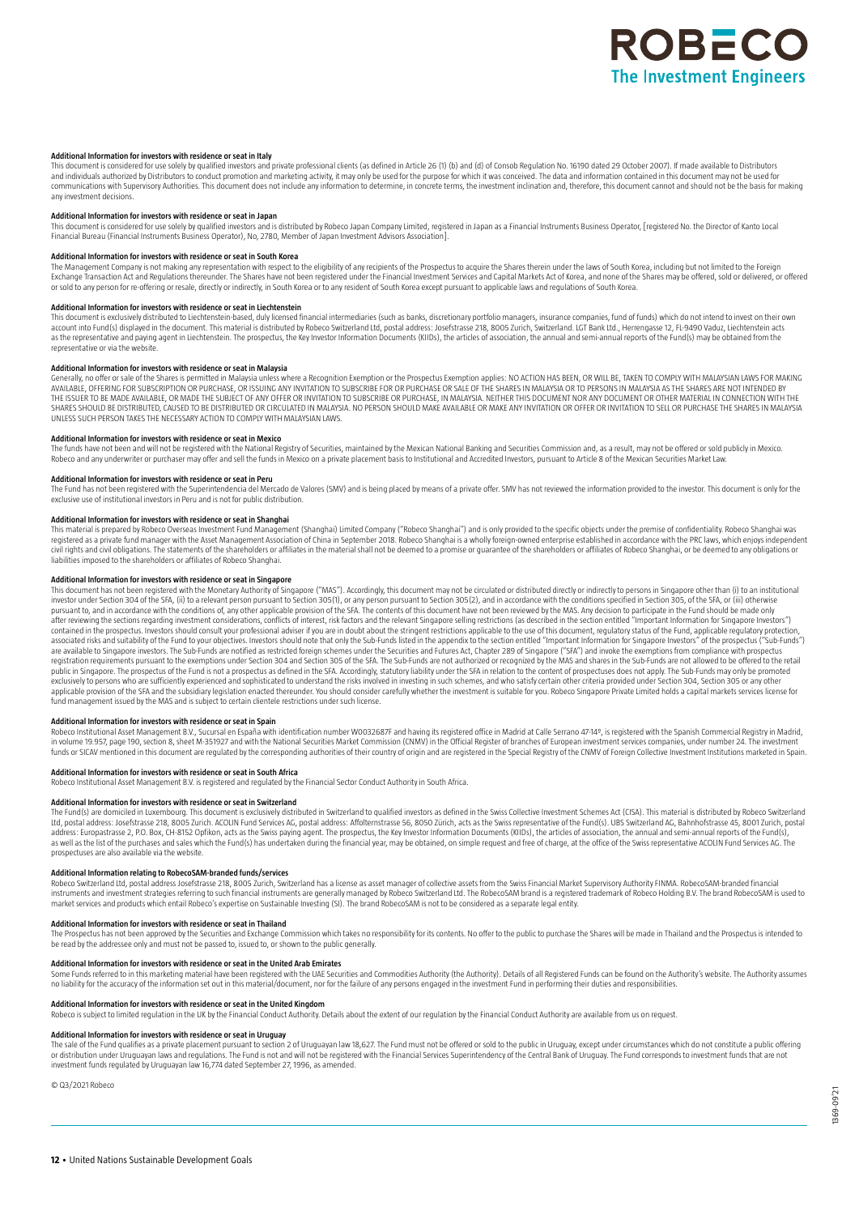**Additional Information for investors with residence or seat in Italy**
This document is considered for use solely by qualified investors and private professional clients (as defined in Article 26 (1) (b) and (d) of Consob Regulation No. 16190 dated 29 October 2007). If made available to Distributors and individuals authorized by Distributors to conduct promotion and marketing activity, it may only be used for the purpose for which it was conceived. The data and information contained in this document may not be used for communications with Supervisory Authorities. This document does not include any information to determine, in concrete terms, the investment inclination and, therefore, this document cannot and should not be the basis for making any investment decisions.

**Additional Information for investors with residence or seat in Japan**
This document is considered for use solely by qualified investors and is distributed by Robeco Japan Company Limited, registered in Japan as a Financial Instruments Business Operator, [registered No. the Director of Kanto Local Financial Bureau (Financial Instruments Business Operator), No, 2780, Member of Japan Investment Advisors Association].

**Additional Information for investors with residence or seat in South Korea**
The Management Company is not making any representation with respect to the eligibility of any recipients of the Prospectus to acquire the Shares therein under the laws of South Korea, including but not limited to the Foreign Exchange Transaction Act and Regulations thereunder. The Shares have not been registered under the Financial Investment Services and Capital Markets Act of Korea, and none of the Shares may be offered, sold or delivered, or offered or sold to any person for re-offering or resale, directly or indirectly, in South Korea or to any resident of South Korea except pursuant to applicable laws and regulations of South Korea.

**Additional Information for investors with residence or seat in Liechtenstein**
This document is exclusively distributed to Liechtenstein-based, duly licensed financial intermediaries (such as banks, discretionary portfolio managers, insurance companies, fund of funds) which do not intend to invest on their own account into Fund(s) displayed in the document. This material is distributed by Robeco Switzerland Ltd, postal address: Josefstrasse 218, 8005 Zurich, Switzerland. LGT Bank Ltd., Herrengasse 12, FL-9490 Vaduz, Liechtenstein acts as the representative and paying agent in Liechtenstein. The prospectus, the Key Investor Information Documents (KIIDs), the articles of association, the annual and semi-annual reports of the Fund(s) may be obtained from the representative or via the website.

**Additional Information for investors with residence or seat in Malaysia**
Generally, no offer or sale of the Shares is permitted in Malaysia unless where a Recognition Exemption or the Prospectus Exemption applies: NO ACTION HAS BEEN, OR WILL BE, TAKEN TO COMPLY WITH MALAYSIAN LAWS FOR MAKING AVAILABLE, OFFERING FOR SUBSCRIPTION OR PURCHASE, OR ISSUING ANY INVITATION TO SUBSCRIBE FOR OR PURCHASE OR SALE OF THE SHARES IN MALAYSIA OR TO PERSONS IN MALAYSIA AS THE SHARES ARE NOT INTENDED BY THE ISSUER TO BE MADE AVAILABLE, OR MADE THE SUBJECT OF ANY OFFER OR INVITATION TO SUBSCRIBE OR PURCHASE, IN MALAYSIA. NEITHER THIS DOCUMENT NOR ANY DOCUMENT OR OTHER MATERIAL IN CONNECTION WITH THE SHARES SHOULD BE DISTRIBUTED, CAUSED TO BE DISTRIBUTED OR CIRCULATED IN MALAYSIA. NO PERSON SHOULD MAKE AVAILABLE OR MAKE ANY INVITATION OR OFFER OR INVITATION TO SELL OR PURCHASE THE SHARES IN MALAYSIA UNLESS SUCH PERSON TAKES THE NECESSARY ACTION TO COMPLY WITH MALAYSIAN LAWS.

**Additional Information for investors with residence or seat in Mexico**
The funds have not been and will not be registered with the National Registry of Securities, maintained by the Mexican National Banking and Securities Commission and, as a result, may not be offered or sold publicly in Mexico. Robeco and any underwriter or purchaser may offer and sell the funds in Mexico on a private placement basis to Institutional and Accredited Investors, pursuant to Article 8 of the Mexican Securities Market Law.

**Additional Information for investors with residence or seat in Peru**
The Fund has not been registered with the Superintendencia del Mercado de Valores (SMV) and is being placed by means of a private offer. SMV has not reviewed the information provided to the investor. This document is only for the exclusive use of institutional investors in Peru and is not for public distribution.

**Additional Information for investors with residence or seat in Shanghai**
This material is prepared by Robeco Overseas Investment Fund Management (Shanghai) Limited Company ("Robeco Shanghai") and is only provided to the specific objects under the premise of confidentiality. Robeco Shanghai was registered as a private fund manager with the Asset Management Association of China in September 2018. Robeco Shanghai is a wholly foreign-owned enterprise established in accordance with the PRC laws, which enjoys independent civil rights and civil obligations. The statements of the shareholders or affiliates in the material shall not be deemed to a promise or guarantee of the shareholders or affiliates of Robeco Shanghai, or be deemed to any obligations or liabilities imposed to the shareholders or affiliates of Robeco Shanghai.

**Additional Information for investors with residence or seat in Singapore**
This document has not been registered with the Monetary Authority of Singapore ("MAS"). Accordingly, this document may not be circulated or distributed directly or indirectly to persons in Singapore other than (i) to an institutional investor under Section 304 of the SFA, (ii) to a relevant person pursuant to Section 305(1), or any person pursuant to Section 305(2), and in accordance with the conditions specified in Section 305, of the SFA, or (iii) otherwise pursuant to, and in accordance with the conditions of, any other applicable provision of the SFA. The contents of this document have not been reviewed by the MAS. Any decision to participate in the Fund should be made only after reviewing the sections regarding investment considerations, conflicts of interest, risk factors and the relevant Singapore selling restrictions (as described in the section entitled "Important Information for Singapore Investors") contained in the prospectus. Investors should consult your professional adviser if you are in doubt about the stringent restrictions applicable to the use of this document, regulatory status of the Fund, applicable regulatory protection, associated risks and suitability of the Fund to your objectives. Investors should note that only the Sub-Funds listed in the appendix to the section entitled "Important Information for Singapore Investors" of the prospectus ("Sub-Funds") are available to Singapore investors. The Sub-Funds are notified as restricted foreign schemes under the Securities and Futures Act, Chapter 289 of Singapore ("SFA") and invoke the exemptions from compliance with prospectus registration requirements pursuant to the exemptions under Section 304 and Section 305 of the SFA. The Sub-Funds are not authorized or recognized by the MAS and shares in the Sub-Funds are not allowed to be offered to the retail public in Singapore. The prospectus of the Fund is not a prospectus as defined in the SFA. Accordingly, statutory liability under the SFA in relation to the content of prospectuses does not apply. The Sub-Funds may only be promoted exclusively to persons who are sufficiently experienced and sophisticated to understand the risks involved in investing in such schemes, and who satisfy certain other criteria provided under Section 304, Section 305 or any other applicable provision of the SFA and the subsidiary legislation enacted thereunder. You should consider carefully whether the investment is suitable for you. Robeco Singapore Private Limited holds a capital markets services license for fund management issued by the MAS and is subject to certain clientele restrictions under such license.

**Additional Information for investors with residence or seat in Spain**
Robeco Institutional Asset Management B.V., Sucursal en España with identification number W0032687F and having its registered office in Madrid at Calle Serrano 47-14º, is registered with the Spanish Commercial Registry in Madrid, in volume 19.957, page 190, section 8, sheet M-351927 and with the National Securities Market Commission (CNMV) in the Official Register of branches of European investment services companies, under number 24. The investment funds or SICAV mentioned in this document are regulated by the corresponding authorities of their country of origin and are registered in the Special Registry of the CNMV of Foreign Collective Investment Institutions marketed in Spain.

**Additional Information for investors with residence or seat in South Africa**
Robeco Institutional Asset Management B.V. is registered and regulated by the Financial Sector Conduct Authority in South Africa.

**Additional Information for investors with residence or seat in Switzerland**
The Fund(s) are domiciled in Luxembourg. This document is exclusively distributed in Switzerland to qualified investors as defined in the Swiss Collective Investment Schemes Act (CISA). This material is distributed by Robeco Switzerland Ltd, postal address: Josefstrasse 218, 8005 Zurich. ACOLIN Fund Services AG, postal address: Affolternstrasse 56, 8050 Zürich, acts as the Swiss representative of the Fund(s). UBS Switzerland AG, Bahnhofstrasse 45, 8001 Zurich, postal address: Europastrasse 2, P.O. Box, CH-8152 Opfikon, acts as the Swiss paying agent. The prospectus, the Key Investor Information Documents (KIIDs), the articles of association, the annual and semi-annual reports of the Fund(s), as well as the list of the purchases and sales which the Fund(s) has undertaken during the financial year, may be obtained, on simple request and free of charge, at the office of the Swiss representative ACOLIN Fund Services AG. The prospectuses are also available via the website.

**Additional Information relating to RobecoSAM-branded funds/services**
Robeco Switzerland Ltd, postal address Josefstrasse 218, 8005 Zurich, Switzerland has a license as asset manager of collective assets from the Swiss Financial Market Supervisory Authority FINMA. RobecoSAM-branded financial instruments and investment strategies referring to such financial instruments are generally managed by Robeco Switzerland Ltd. The RobecoSAM brand is a registered trademark of Robeco Holding B.V. The brand RobecoSAM is used to market services and products which entail Robeco's expertise on Sustainable Investing (SI). The brand RobecoSAM is not to be considered as a separate legal entity.

**Additional Information for investors with residence or seat in Thailand**
The Prospectus has not been approved by the Securities and Exchange Commission which takes no responsibility for its contents. No offer to the public to purchase the Shares will be made in Thailand and the Prospectus is intended to be read by the addressee only and must not be passed to, issued to, or shown to the public generally.

**Additional Information for investors with residence or seat in the United Arab Emirates**
Some Funds referred to in this marketing material have been registered with the UAE Securities and Commodities Authority (the Authority). Details of all Registered Funds can be found on the Authority's website. The Authority assumes no liability for the accuracy of the information set out in this material/document, nor for the failure of any persons engaged in the investment Fund in performing their duties and responsibilities.

**Additional Information for investors with residence or seat in the United Kingdom**
Robeco is subject to limited regulation in the UK by the Financial Conduct Authority. Details about the extent of our regulation by the Financial Conduct Authority are available from us on request.

**Additional Information for investors with residence or seat in Uruguay**
The sale of the Fund qualifies as a private placement pursuant to section 2 of Uruguayan law 18,627. The Fund must not be offered or sold to the public in Uruguay, except under circumstances which do not constitute a public offering or distribution under Uruguayan laws and regulations. The Fund is not and will not be registered with the Financial Services Superintendency of the Central Bank of Uruguay. The Fund corresponds to investment funds that are not investment funds regulated by Uruguayan law 16,774 dated September 27, 1996, as amended.

© Q3/2021 Robeco

1369-09'21